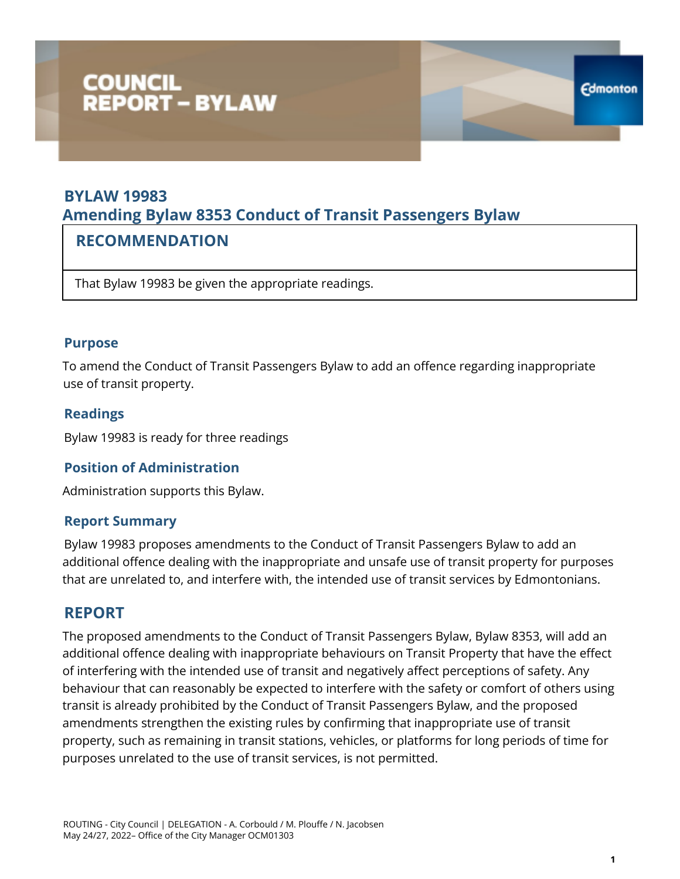# COUNCIL REPORT – BYLAW

## BYLAW 19983
## Amending Bylaw 8353 Conduct of Transit Passengers Bylaw

### RECOMMENDATION

That Bylaw 19983 be given the appropriate readings.

### Purpose

To amend the Conduct of Transit Passengers Bylaw to add an offence regarding inappropriate use of transit property.

### Readings

Bylaw 19983 is ready for three readings

### Position of Administration

Administration supports this Bylaw.

### Report Summary

Bylaw 19983 proposes amendments to the Conduct of Transit Passengers Bylaw to add an additional offence dealing with the inappropriate and unsafe use of transit property for purposes that are unrelated to, and interfere with, the intended use of transit services by Edmontonians.

## REPORT

The proposed amendments to the Conduct of Transit Passengers Bylaw, Bylaw 8353, will add an additional offence dealing with inappropriate behaviours on Transit Property that have the effect of interfering with the intended use of transit and negatively affect perceptions of safety. Any behaviour that can reasonably be expected to interfere with the safety or comfort of others using transit is already prohibited by the Conduct of Transit Passengers Bylaw, and the proposed amendments strengthen the existing rules by confirming that inappropriate use of transit property, such as remaining in transit stations, vehicles, or platforms for long periods of time for purposes unrelated to the use of transit services, is not permitted.

ROUTING - City Council | DELEGATION - A. Corbould / M. Plouffe / N. Jacobsen
May 24/27, 2022– Office of the City Manager OCM01303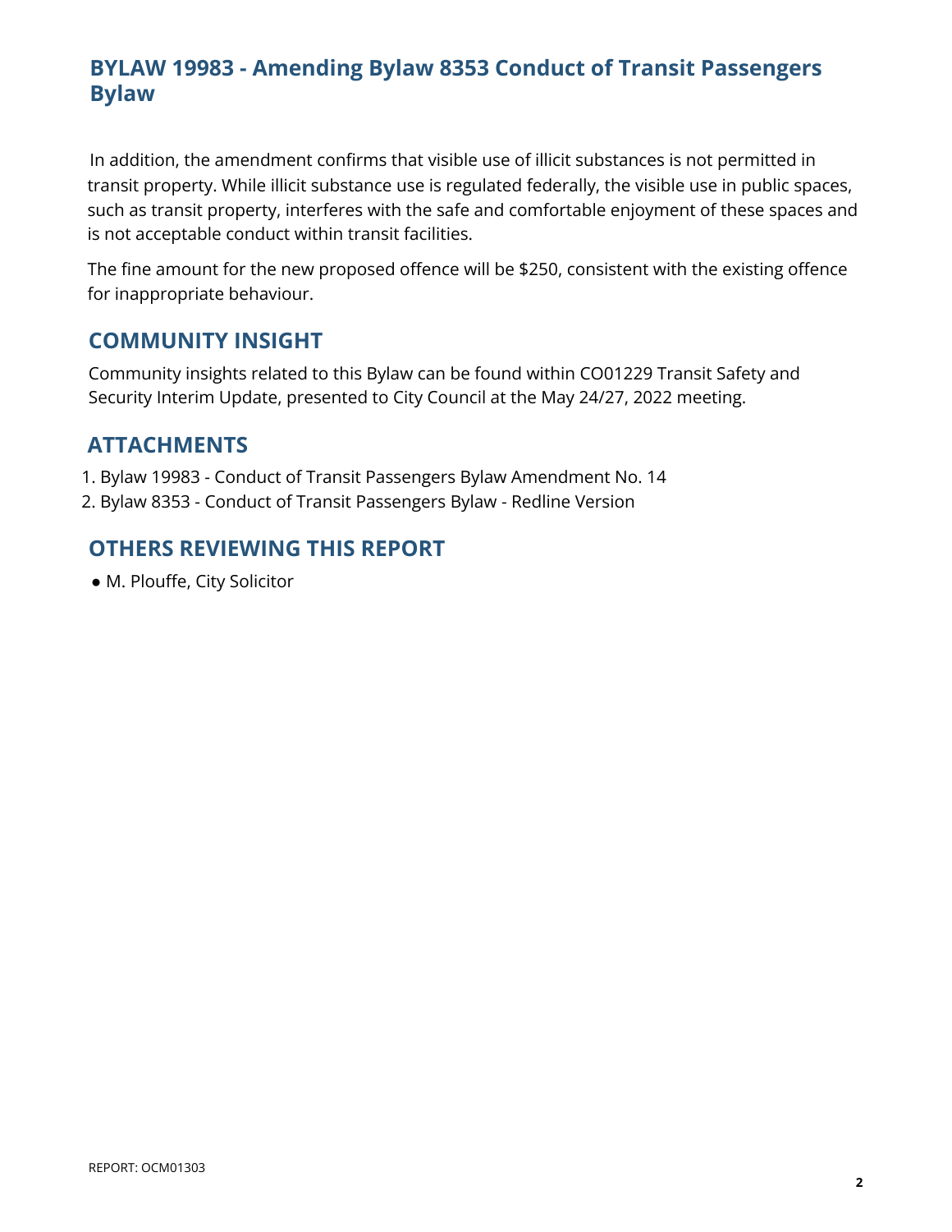## BYLAW 19983 - Amending Bylaw 8353 Conduct of Transit Passengers Bylaw

In addition, the amendment confirms that visible use of illicit substances is not permitted in transit property. While illicit substance use is regulated federally, the visible use in public spaces, such as transit property, interferes with the safe and comfortable enjoyment of these spaces and is not acceptable conduct within transit facilities.

The fine amount for the new proposed offence will be $250, consistent with the existing offence for inappropriate behaviour.

## COMMUNITY INSIGHT

Community insights related to this Bylaw can be found within CO01229 Transit Safety and Security Interim Update, presented to City Council at the May 24/27, 2022 meeting.

## ATTACHMENTS

1. Bylaw 19983 - Conduct of Transit Passengers Bylaw Amendment No. 14
2. Bylaw 8353 - Conduct of Transit Passengers Bylaw - Redline Version

## OTHERS REVIEWING THIS REPORT

- M. Plouffe, City Solicitor

REPORT: OCM01303